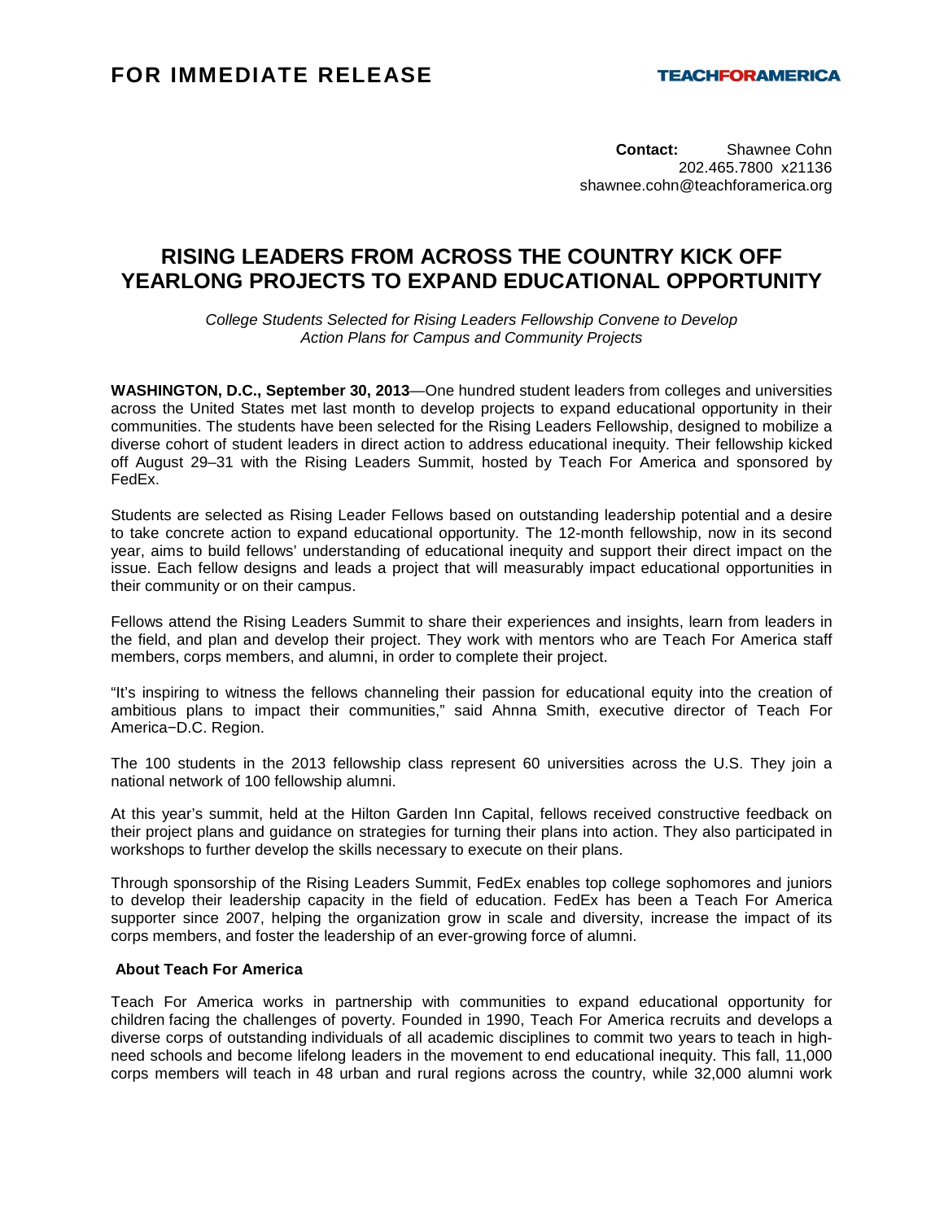**FOR IMMEDIATE RELEASE**

TEACHFORAMERICA

**Contact:** Shawnee Cohn
202.465.7800 x21136
shawnee.cohn@teachforamerica.org

# RISING LEADERS FROM ACROSS THE COUNTRY KICK OFF YEARLONG PROJECTS TO EXPAND EDUCATIONAL OPPORTUNITY

*College Students Selected for Rising Leaders Fellowship Convene to Develop Action Plans for Campus and Community Projects*

**WASHINGTON, D.C., September 30, 2013**—One hundred student leaders from colleges and universities across the United States met last month to develop projects to expand educational opportunity in their communities. The students have been selected for the Rising Leaders Fellowship, designed to mobilize a diverse cohort of student leaders in direct action to address educational inequity. Their fellowship kicked off August 29–31 with the Rising Leaders Summit, hosted by Teach For America and sponsored by FedEx.

Students are selected as Rising Leader Fellows based on outstanding leadership potential and a desire to take concrete action to expand educational opportunity. The 12-month fellowship, now in its second year, aims to build fellows' understanding of educational inequity and support their direct impact on the issue. Each fellow designs and leads a project that will measurably impact educational opportunities in their community or on their campus.

Fellows attend the Rising Leaders Summit to share their experiences and insights, learn from leaders in the field, and plan and develop their project. They work with mentors who are Teach For America staff members, corps members, and alumni, in order to complete their project.

"It's inspiring to witness the fellows channeling their passion for educational equity into the creation of ambitious plans to impact their communities," said Ahnna Smith, executive director of Teach For America−D.C. Region.

The 100 students in the 2013 fellowship class represent 60 universities across the U.S. They join a national network of 100 fellowship alumni.

At this year's summit, held at the Hilton Garden Inn Capital, fellows received constructive feedback on their project plans and guidance on strategies for turning their plans into action. They also participated in workshops to further develop the skills necessary to execute on their plans.

Through sponsorship of the Rising Leaders Summit, FedEx enables top college sophomores and juniors to develop their leadership capacity in the field of education. FedEx has been a Teach For America supporter since 2007, helping the organization grow in scale and diversity, increase the impact of its corps members, and foster the leadership of an ever-growing force of alumni.

**About Teach For America**

Teach For America works in partnership with communities to expand educational opportunity for children facing the challenges of poverty. Founded in 1990, Teach For America recruits and develops a diverse corps of outstanding individuals of all academic disciplines to commit two years to teach in high-need schools and become lifelong leaders in the movement to end educational inequity. This fall, 11,000 corps members will teach in 48 urban and rural regions across the country, while 32,000 alumni work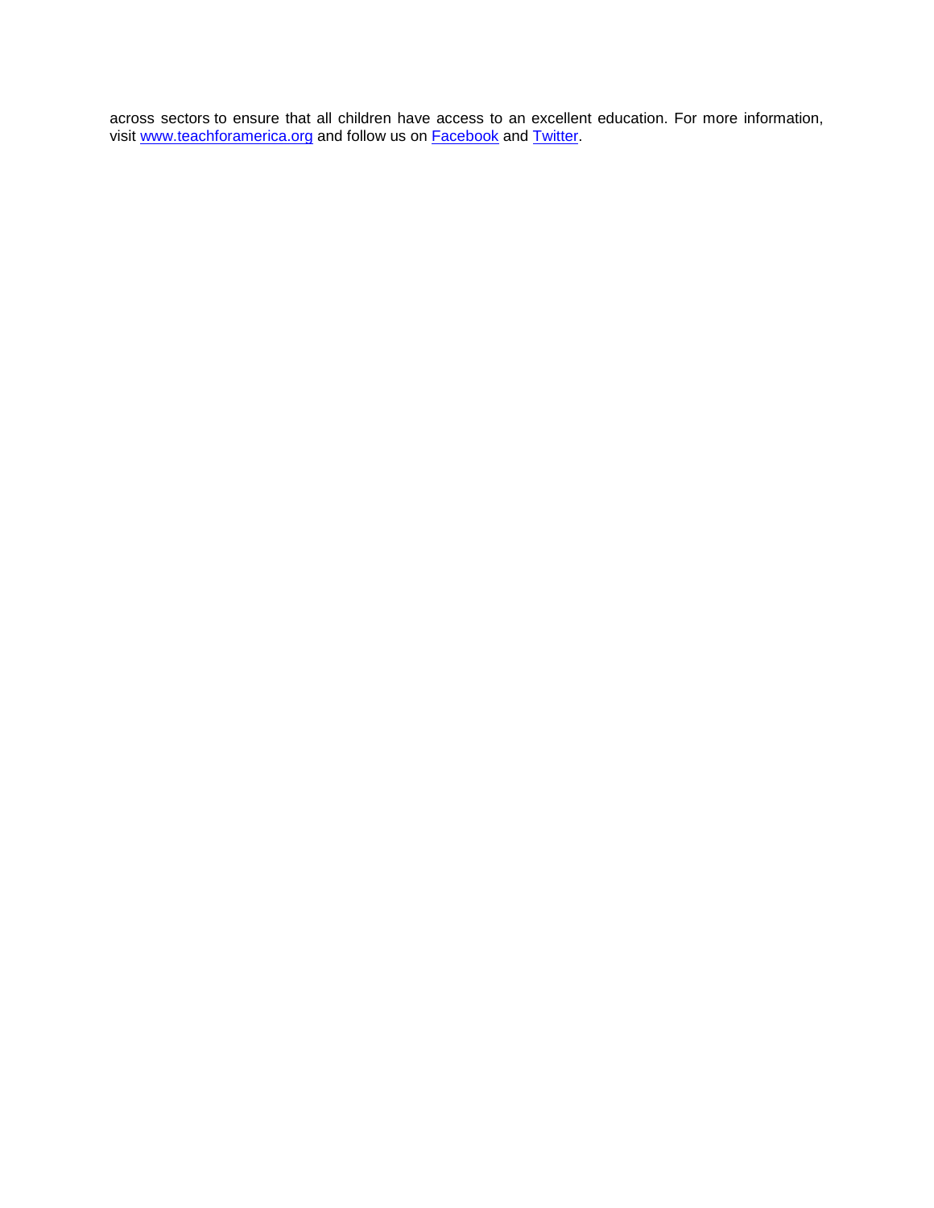across sectors to ensure that all children have access to an excellent education. For more information, visit www.teachforamerica.org and follow us on Facebook and Twitter.